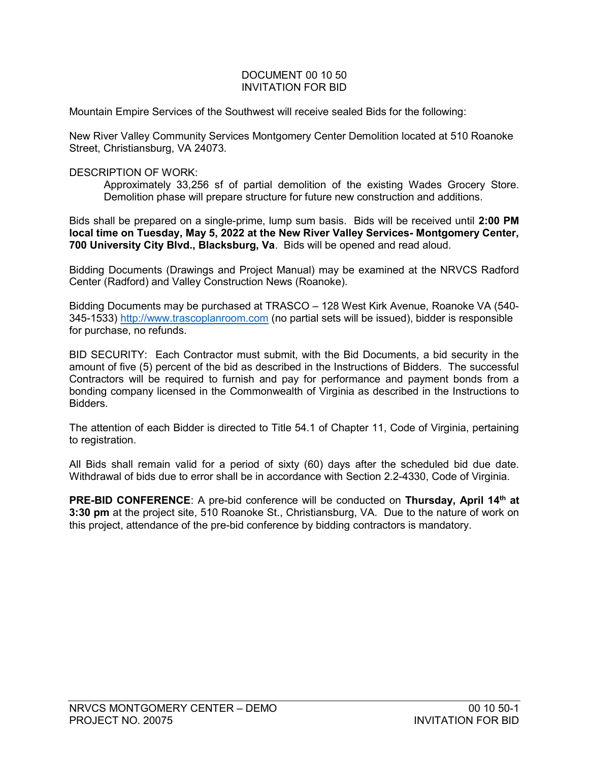# DOCUMENT 00 10 50
# INVITATION FOR BID

Mountain Empire Services of the Southwest will receive sealed Bids for the following:

New River Valley Community Services Montgomery Center Demolition located at 510 Roanoke Street, Christiansburg, VA 24073.

DESCRIPTION OF WORK:

> Approximately 33,256 sf of partial demolition of the existing Wades Grocery Store. Demolition phase will prepare structure for future new construction and additions.

Bids shall be prepared on a single-prime, lump sum basis. Bids will be received until **2:00 PM local time on Tuesday, May 5, 2022 at the New River Valley Services- Montgomery Center, 700 University City Blvd., Blacksburg, Va**. Bids will be opened and read aloud.

Bidding Documents (Drawings and Project Manual) may be examined at the NRVCS Radford Center (Radford) and Valley Construction News (Roanoke).

Bidding Documents may be purchased at TRASCO – 128 West Kirk Avenue, Roanoke VA (540-345-1533) http://www.trascoplanroom.com (no partial sets will be issued), bidder is responsible for purchase, no refunds.

BID SECURITY: Each Contractor must submit, with the Bid Documents, a bid security in the amount of five (5) percent of the bid as described in the Instructions of Bidders. The successful Contractors will be required to furnish and pay for performance and payment bonds from a bonding company licensed in the Commonwealth of Virginia as described in the Instructions to Bidders.

The attention of each Bidder is directed to Title 54.1 of Chapter 11, Code of Virginia, pertaining to registration.

All Bids shall remain valid for a period of sixty (60) days after the scheduled bid due date. Withdrawal of bids due to error shall be in accordance with Section 2.2-4330, Code of Virginia.

**PRE-BID CONFERENCE**: A pre-bid conference will be conducted on **Thursday, April 14th at 3:30 pm** at the project site, 510 Roanoke St., Christiansburg, VA. Due to the nature of work on this project, attendance of the pre-bid conference by bidding contractors is mandatory.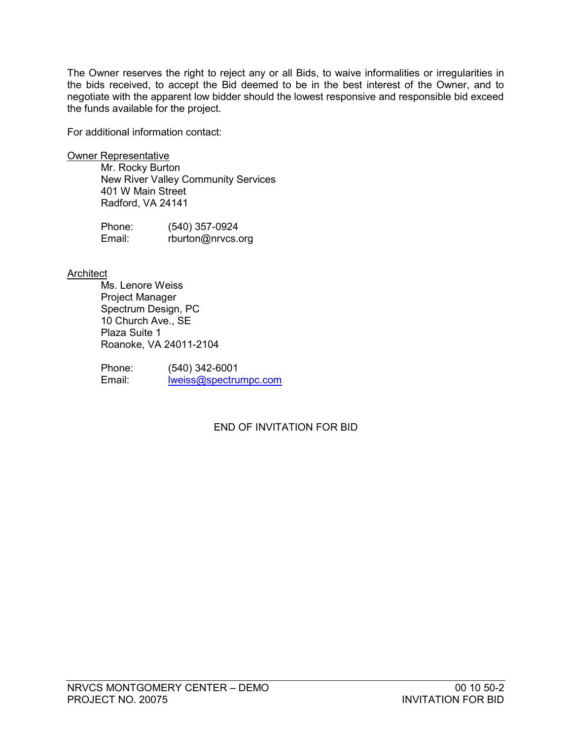The Owner reserves the right to reject any or all Bids, to waive informalities or irregularities in the bids received, to accept the Bid deemed to be in the best interest of the Owner, and to negotiate with the apparent low bidder should the lowest responsive and responsible bid exceed the funds available for the project.

For additional information contact:

Owner Representative

Mr. Rocky Burton
New River Valley Community Services
401 W Main Street
Radford, VA 24141

Phone: (540) 357-0924
Email: rburton@nrvcs.org

Architect

Ms. Lenore Weiss
Project Manager
Spectrum Design, PC
10 Church Ave., SE
Plaza Suite 1
Roanoke, VA 24011-2104

Phone: (540) 342-6001
Email: lweiss@spectrumpc.com

END OF INVITATION FOR BID